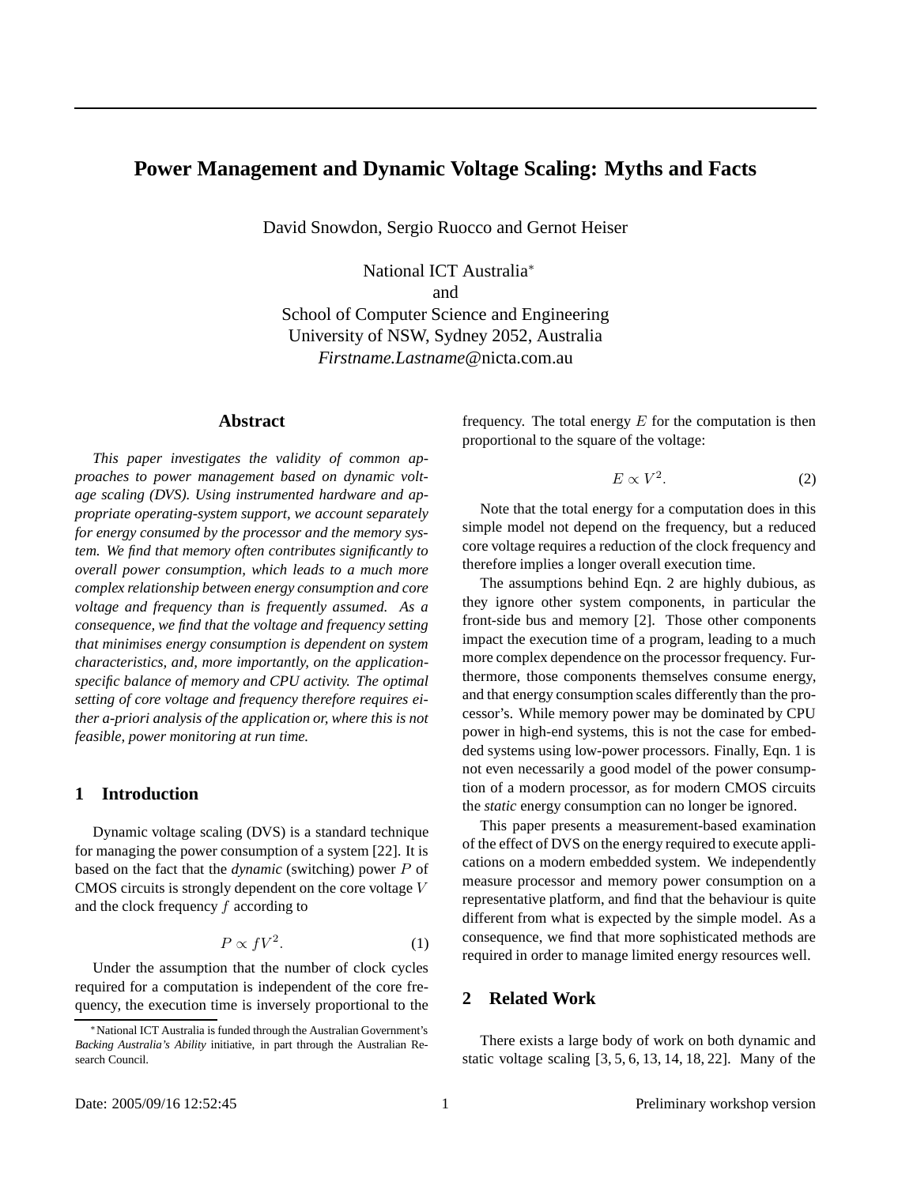# Power Management and Dynamic Voltage Scaling: Myths and Facts

David Snowdon, Sergio Ruocco and Gernot Heiser

National ICT Australia*
and
School of Computer Science and Engineering
University of NSW, Sydney 2052, Australia
*Firstname.Lastname*@nicta.com.au

## Abstract

*This paper investigates the validity of common approaches to power management based on dynamic voltage scaling (DVS). Using instrumented hardware and appropriate operating-system support, we account separately for energy consumed by the processor and the memory system. We find that memory often contributes significantly to overall power consumption, which leads to a much more complex relationship between energy consumption and core voltage and frequency than is frequently assumed. As a consequence, we find that the voltage and frequency setting that minimises energy consumption is dependent on system characteristics, and, more importantly, on the application-specific balance of memory and CPU activity. The optimal setting of core voltage and frequency therefore requires either a-priori analysis of the application or, where this is not feasible, power monitoring at run time.*

## 1 Introduction

Dynamic voltage scaling (DVS) is a standard technique for managing the power consumption of a system [22]. It is based on the fact that the *dynamic* (switching) power $P$ of CMOS circuits is strongly dependent on the core voltage $V$ and the clock frequency $f$ according to

$$P \propto fV^2. \tag{1}$$

Under the assumption that the number of clock cycles required for a computation is independent of the core frequency, the execution time is inversely proportional to the frequency. The total energy $E$ for the computation is then proportional to the square of the voltage:

$$E \propto V^2. \tag{2}$$

Note that the total energy for a computation does in this simple model not depend on the frequency, but a reduced core voltage requires a reduction of the clock frequency and therefore implies a longer overall execution time.

The assumptions behind Eqn. 2 are highly dubious, as they ignore other system components, in particular the front-side bus and memory [2]. Those other components impact the execution time of a program, leading to a much more complex dependence on the processor frequency. Furthermore, those components themselves consume energy, and that energy consumption scales differently than the processor's. While memory power may be dominated by CPU power in high-end systems, this is not the case for embedded systems using low-power processors. Finally, Eqn. 1 is not even necessarily a good model of the power consumption of a modern processor, as for modern CMOS circuits the *static* energy consumption can no longer be ignored.

This paper presents a measurement-based examination of the effect of DVS on the energy required to execute applications on a modern embedded system. We independently measure processor and memory power consumption on a representative platform, and find that the behaviour is quite different from what is expected by the simple model. As a consequence, we find that more sophisticated methods are required in order to manage limited energy resources well.

## 2 Related Work

There exists a large body of work on both dynamic and static voltage scaling [3, 5, 6, 13, 14, 18, 22]. Many of the

*National ICT Australia is funded through the Australian Government's *Backing Australia's Ability* initiative, in part through the Australian Research Council.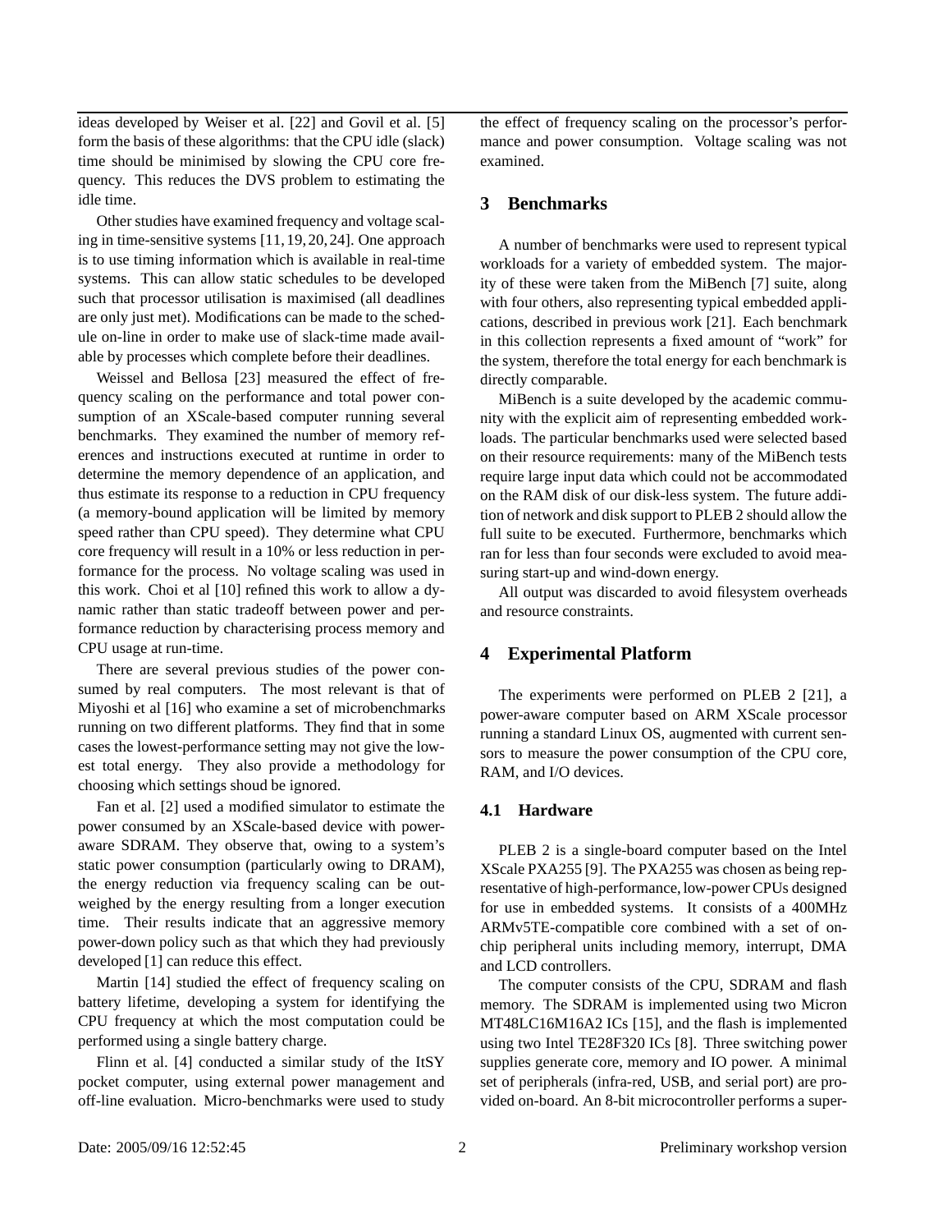ideas developed by Weiser et al. [22] and Govil et al. [5] form the basis of these algorithms: that the CPU idle (slack) time should be minimised by slowing the CPU core frequency. This reduces the DVS problem to estimating the idle time.

Other studies have examined frequency and voltage scaling in time-sensitive systems [11, 19, 20, 24]. One approach is to use timing information which is available in real-time systems. This can allow static schedules to be developed such that processor utilisation is maximised (all deadlines are only just met). Modifications can be made to the schedule on-line in order to make use of slack-time made available by processes which complete before their deadlines.

Weissel and Bellosa [23] measured the effect of frequency scaling on the performance and total power consumption of an XScale-based computer running several benchmarks. They examined the number of memory references and instructions executed at runtime in order to determine the memory dependence of an application, and thus estimate its response to a reduction in CPU frequency (a memory-bound application will be limited by memory speed rather than CPU speed). They determine what CPU core frequency will result in a 10% or less reduction in performance for the process. No voltage scaling was used in this work. Choi et al [10] refined this work to allow a dynamic rather than static tradeoff between power and performance reduction by characterising process memory and CPU usage at run-time.

There are several previous studies of the power consumed by real computers. The most relevant is that of Miyoshi et al [16] who examine a set of microbenchmarks running on two different platforms. They find that in some cases the lowest-performance setting may not give the lowest total energy. They also provide a methodology for choosing which settings shoud be ignored.

Fan et al. [2] used a modified simulator to estimate the power consumed by an XScale-based device with power-aware SDRAM. They observe that, owing to a system's static power consumption (particularly owing to DRAM), the energy reduction via frequency scaling can be outweighed by the energy resulting from a longer execution time. Their results indicate that an aggressive memory power-down policy such as that which they had previously developed [1] can reduce this effect.

Martin [14] studied the effect of frequency scaling on battery lifetime, developing a system for identifying the CPU frequency at which the most computation could be performed using a single battery charge.

Flinn et al. [4] conducted a similar study of the ItSY pocket computer, using external power management and off-line evaluation. Micro-benchmarks were used to study the effect of frequency scaling on the processor's performance and power consumption. Voltage scaling was not examined.

## 3 Benchmarks

A number of benchmarks were used to represent typical workloads for a variety of embedded system. The majority of these were taken from the MiBench [7] suite, along with four others, also representing typical embedded applications, described in previous work [21]. Each benchmark in this collection represents a fixed amount of "work" for the system, therefore the total energy for each benchmark is directly comparable.

MiBench is a suite developed by the academic community with the explicit aim of representing embedded workloads. The particular benchmarks used were selected based on their resource requirements: many of the MiBench tests require large input data which could not be accommodated on the RAM disk of our disk-less system. The future addition of network and disk support to PLEB 2 should allow the full suite to be executed. Furthermore, benchmarks which ran for less than four seconds were excluded to avoid measuring start-up and wind-down energy.

All output was discarded to avoid filesystem overheads and resource constraints.

## 4 Experimental Platform

The experiments were performed on PLEB 2 [21], a power-aware computer based on ARM XScale processor running a standard Linux OS, augmented with current sensors to measure the power consumption of the CPU core, RAM, and I/O devices.

### 4.1 Hardware

PLEB 2 is a single-board computer based on the Intel XScale PXA255 [9]. The PXA255 was chosen as being representative of high-performance, low-power CPUs designed for use in embedded systems. It consists of a 400MHz ARMv5TE-compatible core combined with a set of on-chip peripheral units including memory, interrupt, DMA and LCD controllers.

The computer consists of the CPU, SDRAM and flash memory. The SDRAM is implemented using two Micron MT48LC16M16A2 ICs [15], and the flash is implemented using two Intel TE28F320 ICs [8]. Three switching power supplies generate core, memory and IO power. A minimal set of peripherals (infra-red, USB, and serial port) are provided on-board. An 8-bit microcontroller performs a super-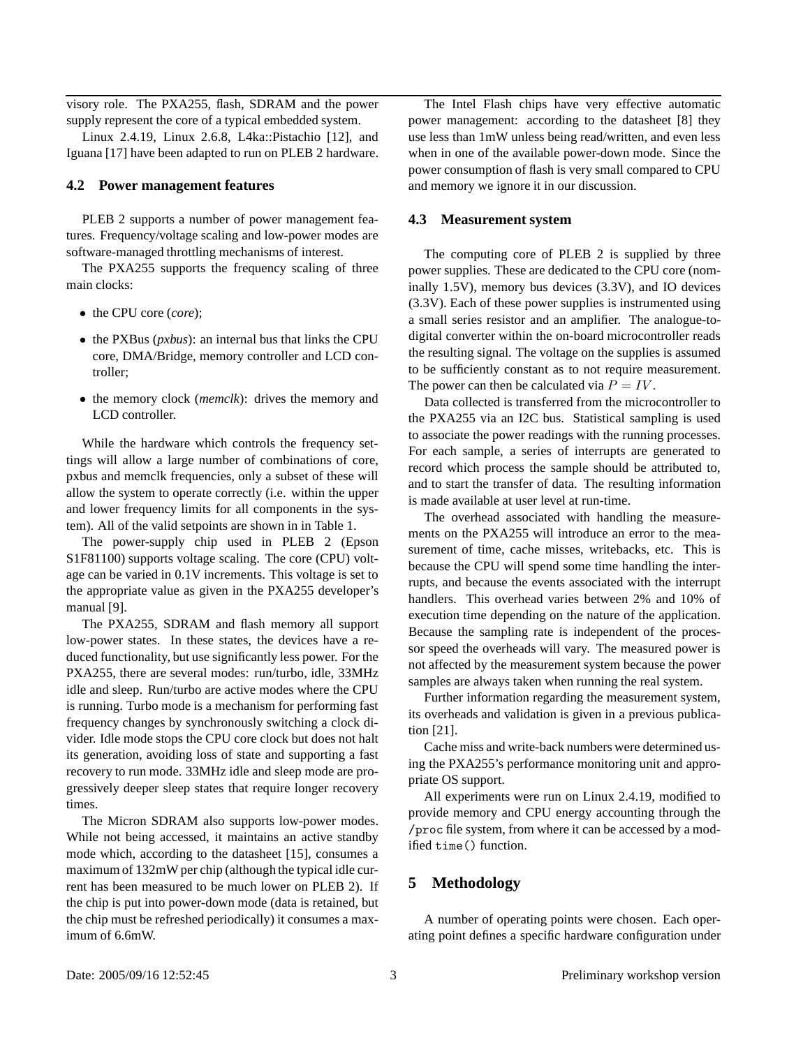visory role. The PXA255, flash, SDRAM and the power supply represent the core of a typical embedded system.

Linux 2.4.19, Linux 2.6.8, L4ka::Pistachio [12], and Iguana [17] have been adapted to run on PLEB 2 hardware.

### 4.2 Power management features

PLEB 2 supports a number of power management features. Frequency/voltage scaling and low-power modes are software-managed throttling mechanisms of interest.

The PXA255 supports the frequency scaling of three main clocks:

- the CPU core (*core*);
- the PXBus (*pxbus*): an internal bus that links the CPU core, DMA/Bridge, memory controller and LCD controller;
- the memory clock (*memclk*): drives the memory and LCD controller.

While the hardware which controls the frequency settings will allow a large number of combinations of core, pxbus and memclk frequencies, only a subset of these will allow the system to operate correctly (i.e. within the upper and lower frequency limits for all components in the system). All of the valid setpoints are shown in in Table 1.

The power-supply chip used in PLEB 2 (Epson S1F81100) supports voltage scaling. The core (CPU) voltage can be varied in 0.1V increments. This voltage is set to the appropriate value as given in the PXA255 developer's manual [9].

The PXA255, SDRAM and flash memory all support low-power states. In these states, the devices have a reduced functionality, but use significantly less power. For the PXA255, there are several modes: run/turbo, idle, 33MHz idle and sleep. Run/turbo are active modes where the CPU is running. Turbo mode is a mechanism for performing fast frequency changes by synchronously switching a clock divider. Idle mode stops the CPU core clock but does not halt its generation, avoiding loss of state and supporting a fast recovery to run mode. 33MHz idle and sleep mode are progressively deeper sleep states that require longer recovery times.

The Micron SDRAM also supports low-power modes. While not being accessed, it maintains an active standby mode which, according to the datasheet [15], consumes a maximum of 132mW per chip (although the typical idle current has been measured to be much lower on PLEB 2). If the chip is put into power-down mode (data is retained, but the chip must be refreshed periodically) it consumes a maximum of 6.6mW.

The Intel Flash chips have very effective automatic power management: according to the datasheet [8] they use less than 1mW unless being read/written, and even less when in one of the available power-down mode. Since the power consumption of flash is very small compared to CPU and memory we ignore it in our discussion.

### 4.3 Measurement system

The computing core of PLEB 2 is supplied by three power supplies. These are dedicated to the CPU core (nominally 1.5V), memory bus devices (3.3V), and IO devices (3.3V). Each of these power supplies is instrumented using a small series resistor and an amplifier. The analogue-to-digital converter within the on-board microcontroller reads the resulting signal. The voltage on the supplies is assumed to be sufficiently constant as to not require measurement. The power can then be calculated via $P = IV$.

Data collected is transferred from the microcontroller to the PXA255 via an I2C bus. Statistical sampling is used to associate the power readings with the running processes. For each sample, a series of interrupts are generated to record which process the sample should be attributed to, and to start the transfer of data. The resulting information is made available at user level at run-time.

The overhead associated with handling the measurements on the PXA255 will introduce an error to the measurement of time, cache misses, writebacks, etc. This is because the CPU will spend some time handling the interrupts, and because the events associated with the interrupt handlers. This overhead varies between 2% and 10% of execution time depending on the nature of the application. Because the sampling rate is independent of the processor speed the overheads will vary. The measured power is not affected by the measurement system because the power samples are always taken when running the real system.

Further information regarding the measurement system, its overheads and validation is given in a previous publication [21].

Cache miss and write-back numbers were determined using the PXA255's performance monitoring unit and appropriate OS support.

All experiments were run on Linux 2.4.19, modified to provide memory and CPU energy accounting through the `/proc` file system, from where it can be accessed by a modified `time()` function.

## 5 Methodology

A number of operating points were chosen. Each operating point defines a specific hardware configuration under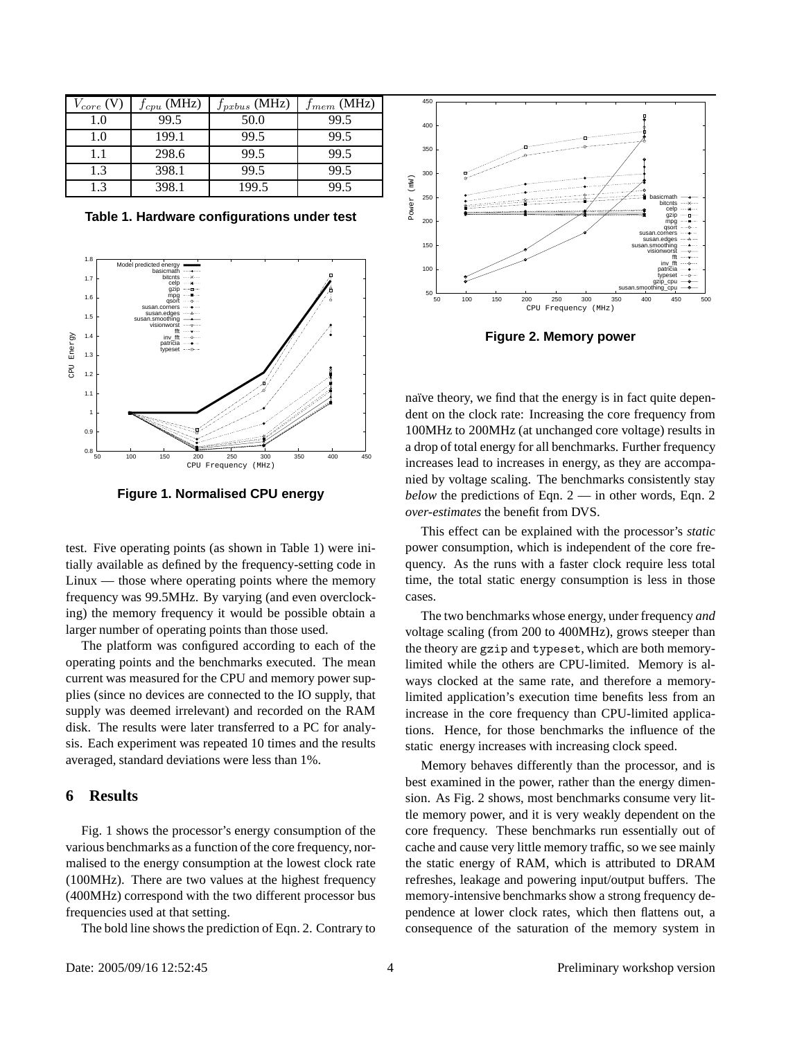| $V_{core}$ (V) | $f_{cpu}$ (MHz) | $f_{pxbus}$ (MHz) | $f_{mem}$ (MHz) |
|---|---|---|---|
| 1.0 | 99.5 | 50.0 | 99.5 |
| 1.0 | 199.1 | 99.5 | 99.5 |
| 1.1 | 298.6 | 99.5 | 99.5 |
| 1.3 | 398.1 | 99.5 | 99.5 |
| 1.3 | 398.1 | 199.5 | 99.5 |

**Table 1. Hardware configurations under test**

**Figure 1. Normalised CPU energy**

test. Five operating points (as shown in Table 1) were initially available as defined by the frequency-setting code in Linux — those where operating points where the memory frequency was 99.5MHz. By varying (and even overclocking) the memory frequency it would be possible obtain a larger number of operating points than those used.

The platform was configured according to each of the operating points and the benchmarks executed. The mean current was measured for the CPU and memory power supplies (since no devices are connected to the IO supply, that supply was deemed irrelevant) and recorded on the RAM disk. The results were later transferred to a PC for analysis. Each experiment was repeated 10 times and the results averaged, standard deviations were less than 1%.

## 6 Results

Fig. 1 shows the processor's energy consumption of the various benchmarks as a function of the core frequency, normalised to the energy consumption at the lowest clock rate (100MHz). There are two values at the highest frequency (400MHz) correspond with the two different processor bus frequencies used at that setting.

The bold line shows the prediction of Eqn. 2. Contrary to naïve theory, we find that the energy is in fact quite dependent on the clock rate: Increasing the core frequency from 100MHz to 200MHz (at unchanged core voltage) results in a drop of total energy for all benchmarks. Further frequency increases lead to increases in energy, as they are accompanied by voltage scaling. The benchmarks consistently stay *below* the predictions of Eqn. 2 — in other words, Eqn. 2 *over-estimates* the benefit from DVS.

**Figure 2. Memory power**

This effect can be explained with the processor's *static* power consumption, which is independent of the core frequency. As the runs with a faster clock require less total time, the total static energy consumption is less in those cases.

The two benchmarks whose energy, under frequency *and* voltage scaling (from 200 to 400MHz), grows steeper than the theory are gzip and typeset, which are both memory-limited while the others are CPU-limited. Memory is always clocked at the same rate, and therefore a memory-limited application's execution time benefits less from an increase in the core frequency than CPU-limited applications. Hence, for those benchmarks the influence of the static energy increases with increasing clock speed.

Memory behaves differently than the processor, and is best examined in the power, rather than the energy dimension. As Fig. 2 shows, most benchmarks consume very little memory power, and it is very weakly dependent on the core frequency. These benchmarks run essentially out of cache and cause very little memory traffic, so we see mainly the static energy of RAM, which is attributed to DRAM refreshes, leakage and powering input/output buffers. The memory-intensive benchmarks show a strong frequency dependence at lower clock rates, which then flattens out, a consequence of the saturation of the memory system in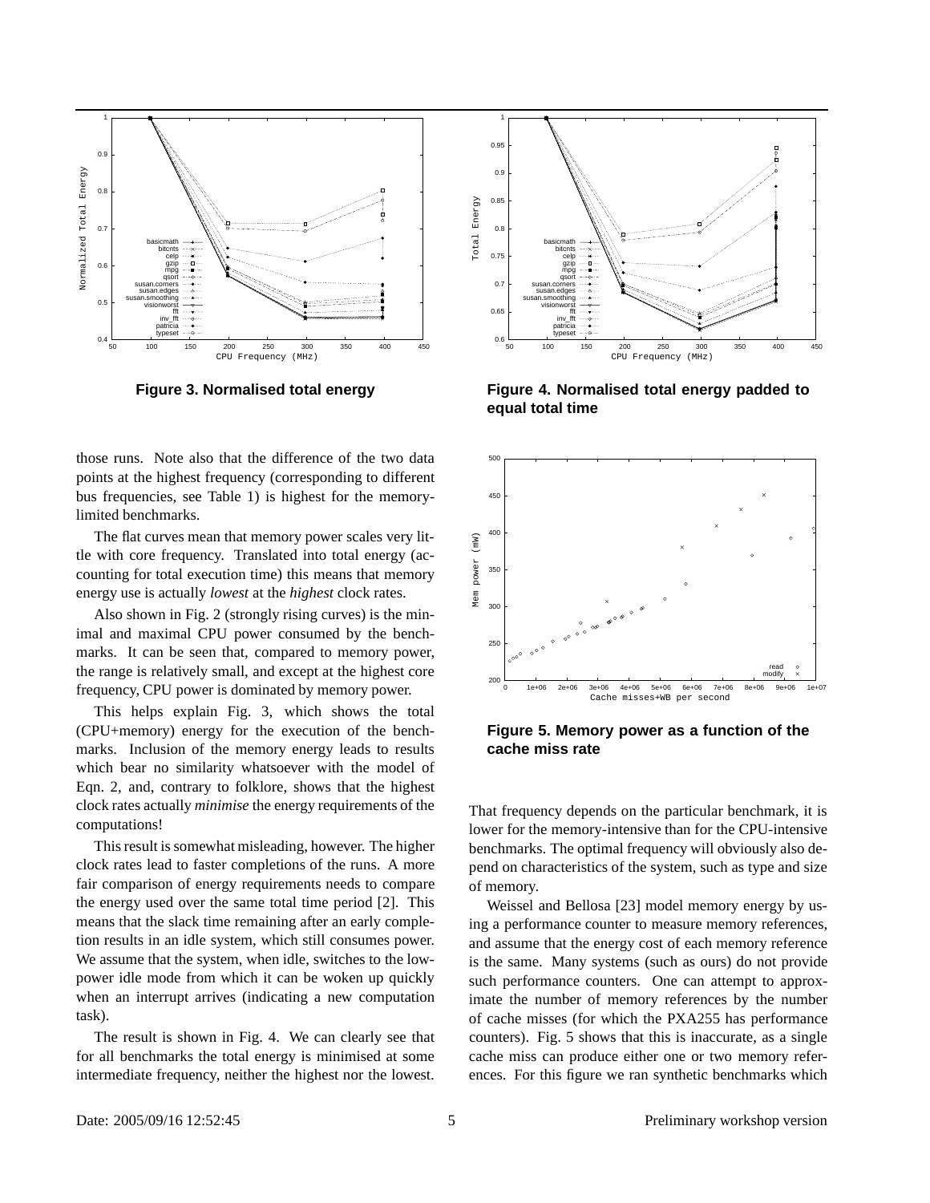**Figure 3. Normalised total energy**

**Figure 4. Normalised total energy padded to equal total time**

**Figure 5. Memory power as a function of the cache miss rate**

those runs. Note also that the difference of the two data points at the highest frequency (corresponding to different bus frequencies, see Table 1) is highest for the memory-limited benchmarks.

The flat curves mean that memory power scales very little with core frequency. Translated into total energy (accounting for total execution time) this means that memory energy use is actually *lowest* at the *highest* clock rates.

Also shown in Fig. 2 (strongly rising curves) is the minimal and maximal CPU power consumed by the benchmarks. It can be seen that, compared to memory power, the range is relatively small, and except at the highest core frequency, CPU power is dominated by memory power.

This helps explain Fig. 3, which shows the total (CPU+memory) energy for the execution of the benchmarks. Inclusion of the memory energy leads to results which bear no similarity whatsoever with the model of Eqn. 2, and, contrary to folklore, shows that the highest clock rates actually *minimise* the energy requirements of the computations!

This result is somewhat misleading, however. The higher clock rates lead to faster completions of the runs. A more fair comparison of energy requirements needs to compare the energy used over the same total time period [2]. This means that the slack time remaining after an early completion results in an idle system, which still consumes power. We assume that the system, when idle, switches to the low-power idle mode from which it can be woken up quickly when an interrupt arrives (indicating a new computation task).

The result is shown in Fig. 4. We can clearly see that for all benchmarks the total energy is minimised at some intermediate frequency, neither the highest nor the lowest. That frequency depends on the particular benchmark, it is lower for the memory-intensive than for the CPU-intensive benchmarks. The optimal frequency will obviously also depend on characteristics of the system, such as type and size of memory.

Weissel and Bellosa [23] model memory energy by using a performance counter to measure memory references, and assume that the energy cost of each memory reference is the same. Many systems (such as ours) do not provide such performance counters. One can attempt to approximate the number of memory references by the number of cache misses (for which the PXA255 has performance counters). Fig. 5 shows that this is inaccurate, as a single cache miss can produce either one or two memory references. For this figure we ran synthetic benchmarks which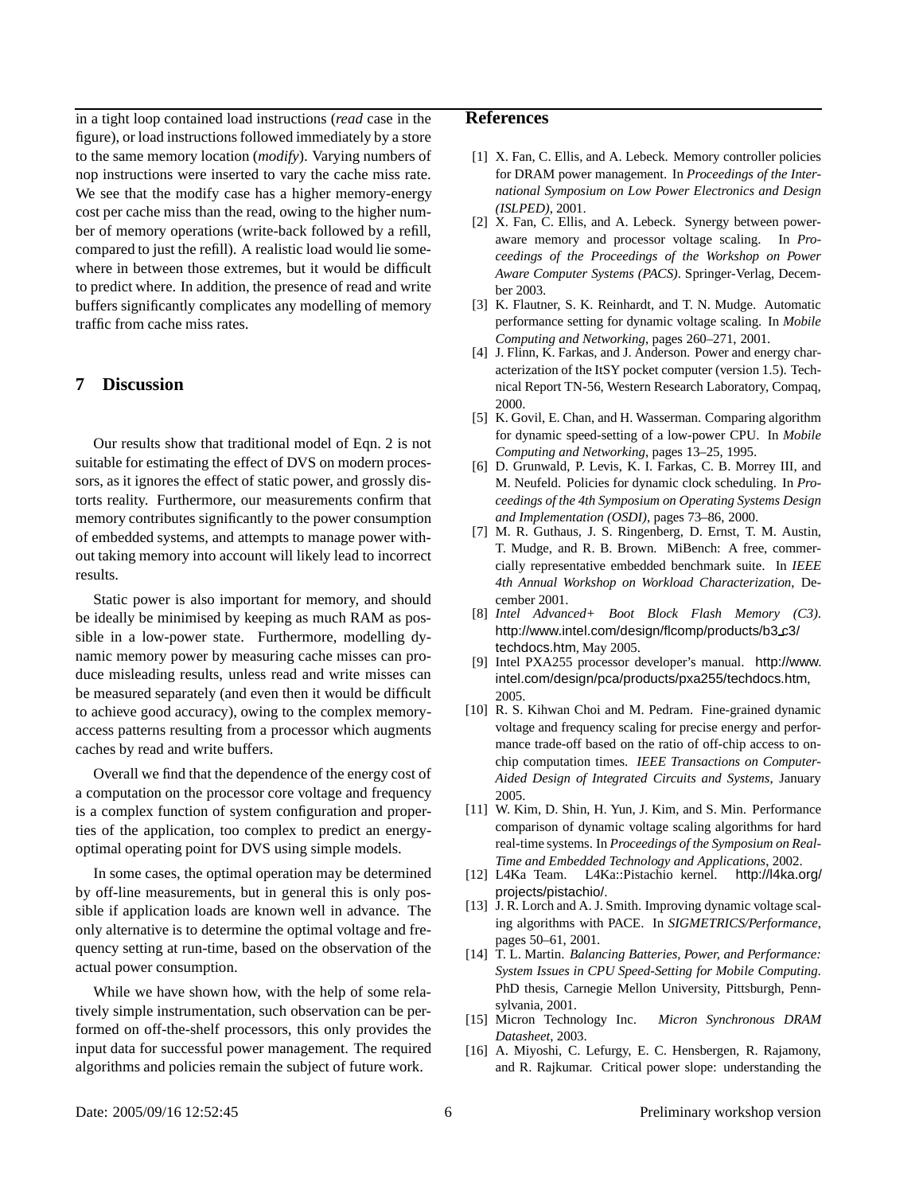in a tight loop contained load instructions (*read* case in the figure), or load instructions followed immediately by a store to the same memory location (*modify*). Varying numbers of nop instructions were inserted to vary the cache miss rate. We see that the modify case has a higher memory-energy cost per cache miss than the read, owing to the higher number of memory operations (write-back followed by a refill, compared to just the refill). A realistic load would lie somewhere in between those extremes, but it would be difficult to predict where. In addition, the presence of read and write buffers significantly complicates any modelling of memory traffic from cache miss rates.

## 7 Discussion

Our results show that traditional model of Eqn. 2 is not suitable for estimating the effect of DVS on modern processors, as it ignores the effect of static power, and grossly distorts reality. Furthermore, our measurements confirm that memory contributes significantly to the power consumption of embedded systems, and attempts to manage power without taking memory into account will likely lead to incorrect results.

Static power is also important for memory, and should be ideally be minimised by keeping as much RAM as possible in a low-power state. Furthermore, modelling dynamic memory power by measuring cache misses can produce misleading results, unless read and write misses can be measured separately (and even then it would be difficult to achieve good accuracy), owing to the complex memory-access patterns resulting from a processor which augments caches by read and write buffers.

Overall we find that the dependence of the energy cost of a computation on the processor core voltage and frequency is a complex function of system configuration and properties of the application, too complex to predict an energy-optimal operating point for DVS using simple models.

In some cases, the optimal operation may be determined by off-line measurements, but in general this is only possible if application loads are known well in advance. The only alternative is to determine the optimal voltage and frequency setting at run-time, based on the observation of the actual power consumption.

While we have shown how, with the help of some relatively simple instrumentation, such observation can be performed on off-the-shelf processors, this only provides the input data for successful power management. The required algorithms and policies remain the subject of future work.

## References

[1] X. Fan, C. Ellis, and A. Lebeck. Memory controller policies for DRAM power management. In *Proceedings of the International Symposium on Low Power Electronics and Design (ISLPED)*, 2001.

[2] X. Fan, C. Ellis, and A. Lebeck. Synergy between power-aware memory and processor voltage scaling. In *Proceedings of the Proceedings of the Workshop on Power Aware Computer Systems (PACS)*. Springer-Verlag, December 2003.

[3] K. Flautner, S. K. Reinhardt, and T. N. Mudge. Automatic performance setting for dynamic voltage scaling. In *Mobile Computing and Networking*, pages 260–271, 2001.

[4] J. Flinn, K. Farkas, and J. Anderson. Power and energy characterization of the ItSY pocket computer (version 1.5). Technical Report TN-56, Western Research Laboratory, Compaq, 2000.

[5] K. Govil, E. Chan, and H. Wasserman. Comparing algorithm for dynamic speed-setting of a low-power CPU. In *Mobile Computing and Networking*, pages 13–25, 1995.

[6] D. Grunwald, P. Levis, K. I. Farkas, C. B. Morrey III, and M. Neufeld. Policies for dynamic clock scheduling. In *Proceedings of the 4th Symposium on Operating Systems Design and Implementation (OSDI)*, pages 73–86, 2000.

[7] M. R. Guthaus, J. S. Ringenberg, D. Ernst, T. M. Austin, T. Mudge, and R. B. Brown. MiBench: A free, commercially representative embedded benchmark suite. In *IEEE 4th Annual Workshop on Workload Characterization*, December 2001.

[8] *Intel Advanced+ Boot Block Flash Memory (C3)*. http://www.intel.com/design/flcomp/products/b3_c3/techdocs.htm, May 2005.

[9] Intel PXA255 processor developer's manual. http://www.intel.com/design/pca/products/pxa255/techdocs.htm, 2005.

[10] R. S. Kihwan Choi and M. Pedram. Fine-grained dynamic voltage and frequency scaling for precise energy and performance trade-off based on the ratio of off-chip access to on-chip computation times. *IEEE Transactions on Computer-Aided Design of Integrated Circuits and Systems*, January 2005.

[11] W. Kim, D. Shin, H. Yun, J. Kim, and S. Min. Performance comparison of dynamic voltage scaling algorithms for hard real-time systems. In *Proceedings of the Symposium on Real-Time and Embedded Technology and Applications*, 2002.

[12] L4Ka Team. L4Ka::Pistachio kernel. http://l4ka.org/projects/pistachio/.

[13] J. R. Lorch and A. J. Smith. Improving dynamic voltage scaling algorithms with PACE. In *SIGMETRICS/Performance*, pages 50–61, 2001.

[14] T. L. Martin. *Balancing Batteries, Power, and Performance: System Issues in CPU Speed-Setting for Mobile Computing*. PhD thesis, Carnegie Mellon University, Pittsburgh, Pennsylvania, 2001.

[15] Micron Technology Inc. *Micron Synchronous DRAM Datasheet*, 2003.

[16] A. Miyoshi, C. Lefurgy, E. C. Hensbergen, R. Rajamony, and R. Rajkumar. Critical power slope: understanding the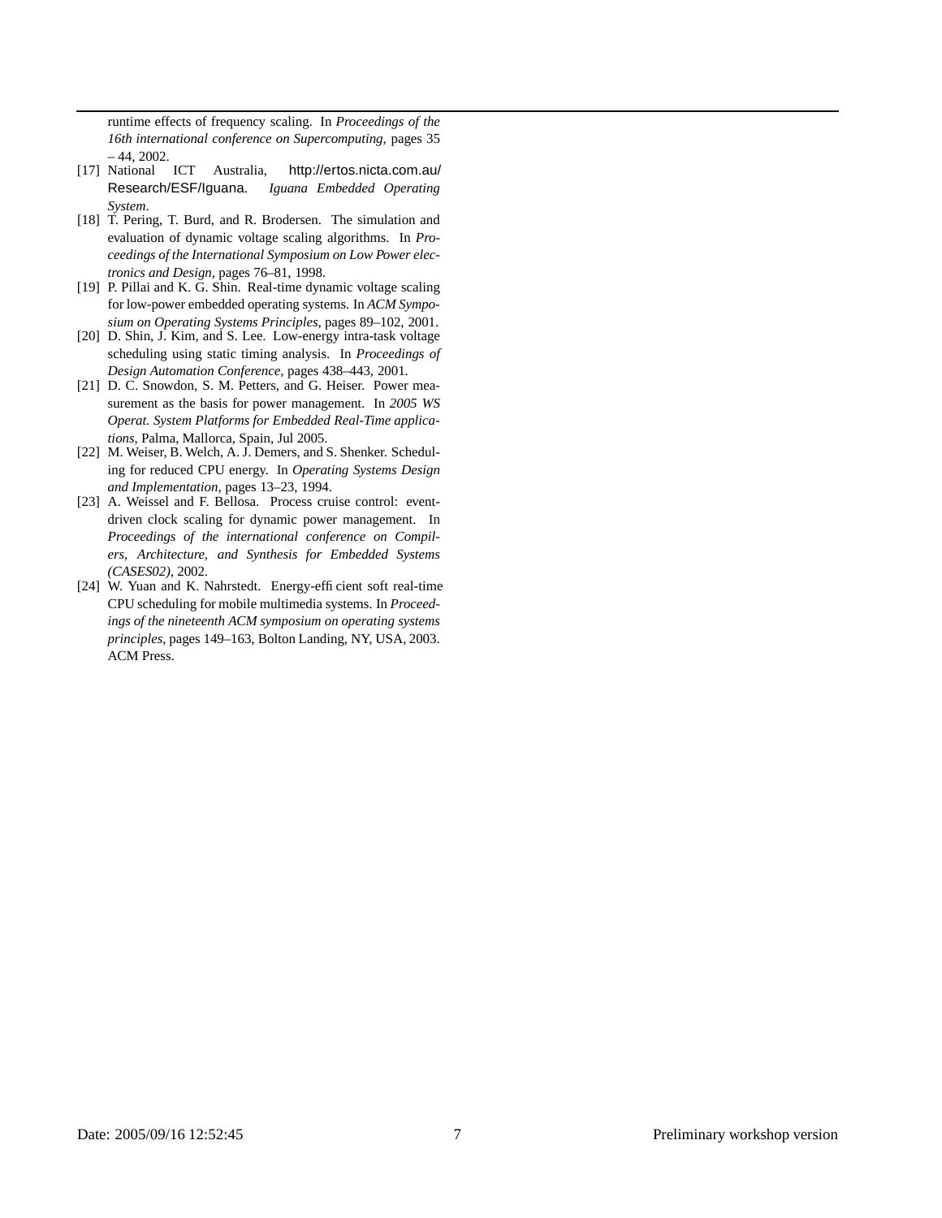runtime effects of frequency scaling. In *Proceedings of the 16th international conference on Supercomputing*, pages 35 – 44, 2002.

[17] National ICT Australia, http://ertos.nicta.com.au/Research/ESF/Iguana. *Iguana Embedded Operating System*.

[18] T. Pering, T. Burd, and R. Brodersen. The simulation and evaluation of dynamic voltage scaling algorithms. In *Proceedings of the International Symposium on Low Power electronics and Design*, pages 76–81, 1998.

[19] P. Pillai and K. G. Shin. Real-time dynamic voltage scaling for low-power embedded operating systems. In *ACM Symposium on Operating Systems Principles*, pages 89–102, 2001.

[20] D. Shin, J. Kim, and S. Lee. Low-energy intra-task voltage scheduling using static timing analysis. In *Proceedings of Design Automation Conference*, pages 438–443, 2001.

[21] D. C. Snowdon, S. M. Petters, and G. Heiser. Power measurement as the basis for power management. In *2005 WS Operat. System Platforms for Embedded Real-Time applications*, Palma, Mallorca, Spain, Jul 2005.

[22] M. Weiser, B. Welch, A. J. Demers, and S. Shenker. Scheduling for reduced CPU energy. In *Operating Systems Design and Implementation*, pages 13–23, 1994.

[23] A. Weissel and F. Bellosa. Process cruise control: event-driven clock scaling for dynamic power management. In *Proceedings of the international conference on Compilers, Architecture, and Synthesis for Embedded Systems (CASES02)*, 2002.

[24] W. Yuan and K. Nahrstedt. Energy-efficient soft real-time CPU scheduling for mobile multimedia systems. In *Proceedings of the nineteenth ACM symposium on operating systems principles*, pages 149–163, Bolton Landing, NY, USA, 2003. ACM Press.